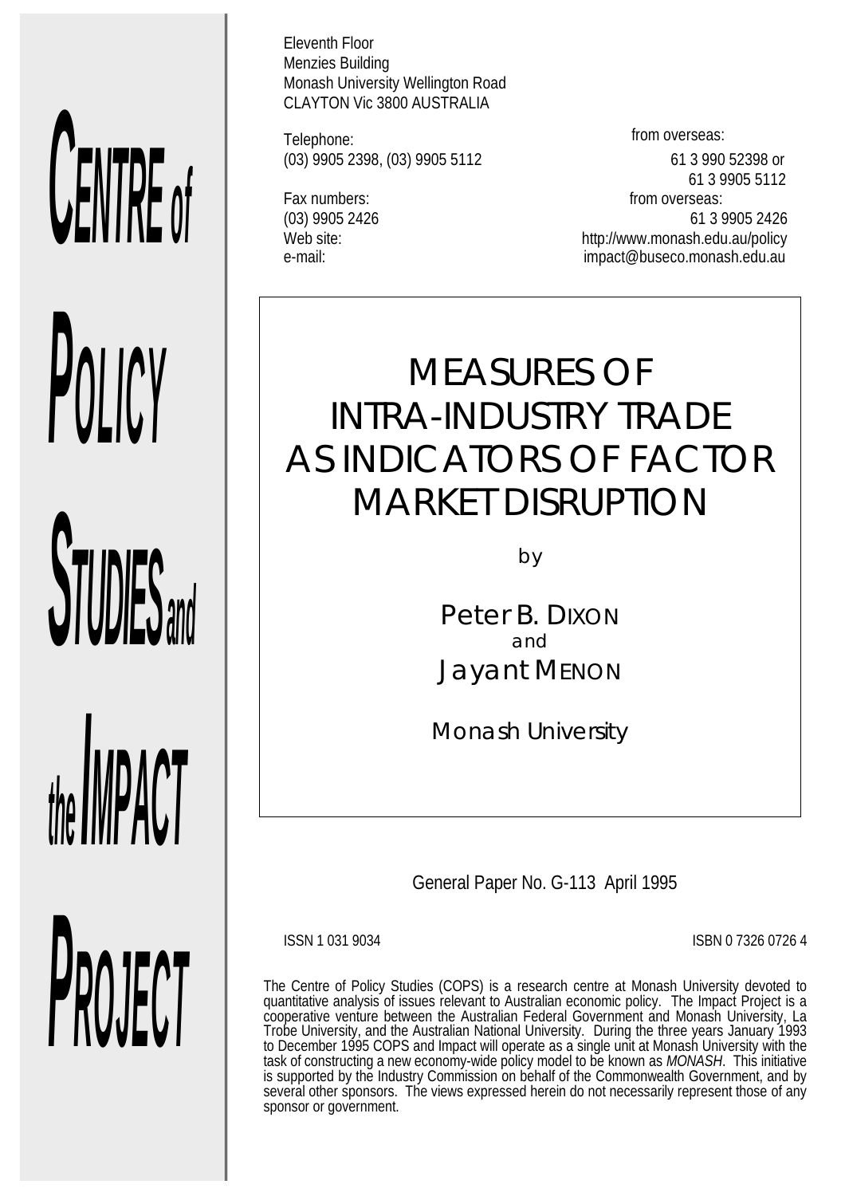CENTRE of POLICY STUDIES and the IMPACT PROJECT

Eleventh Floor
Menzies Building
Monash University Wellington Road
CLAYTON Vic 3800 AUSTRALIA

| | | |
|---|---|---|
| Telephone: | | from overseas: |
| (03) 9905 2398, (03) 9905 5112 | | 61 3 990 52398 or 61 3 9905 5112 |
| Fax numbers: | | from overseas: |
| (03) 9905 2426 | | 61 3 9905 2426 |
| Web site: | | http://www.monash.edu.au/policy |
| e-mail: | | impact@buseco.monash.edu.au |

# MEASURES OF INTRA-INDUSTRY TRADE AS INDICATORS OF FACTOR MARKET DISRUPTION

by

Peter B. DIXON
and
Jayant MENON

Monash University

General Paper No. G-113 April 1995

ISSN 1 031 9034 ISBN 0 7326 0726 4

The Centre of Policy Studies (COPS) is a research centre at Monash University devoted to quantitative analysis of issues relevant to Australian economic policy. The Impact Project is a cooperative venture between the Australian Federal Government and Monash University, La Trobe University, and the Australian National University. During the three years January 1993 to December 1995 COPS and Impact will operate as a single unit at Monash University with the task of constructing a new economy-wide policy model to be known as *MONASH*. This initiative is supported by the Industry Commission on behalf of the Commonwealth Government, and by several other sponsors. The views expressed herein do not necessarily represent those of any sponsor or government.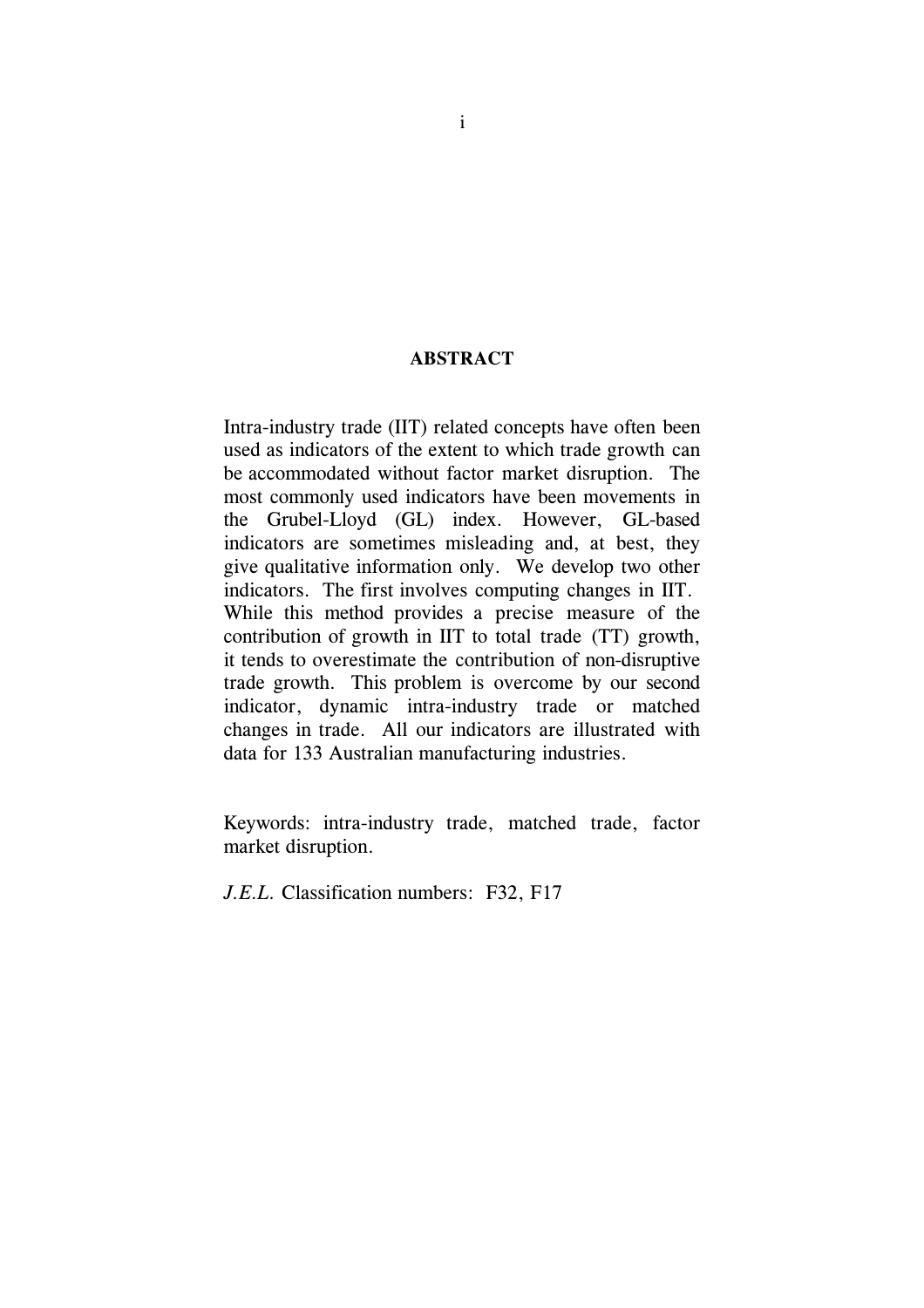## ABSTRACT

Intra-industry trade (IIT) related concepts have often been used as indicators of the extent to which trade growth can be accommodated without factor market disruption. The most commonly used indicators have been movements in the Grubel-Lloyd (GL) index. However, GL-based indicators are sometimes misleading and, at best, they give qualitative information only. We develop two other indicators. The first involves computing changes in IIT. While this method provides a precise measure of the contribution of growth in IIT to total trade (TT) growth, it tends to overestimate the contribution of non-disruptive trade growth. This problem is overcome by our second indicator, dynamic intra-industry trade or matched changes in trade. All our indicators are illustrated with data for 133 Australian manufacturing industries.

Keywords: intra-industry trade, matched trade, factor market disruption.

*J.E.L.* Classification numbers: F32, F17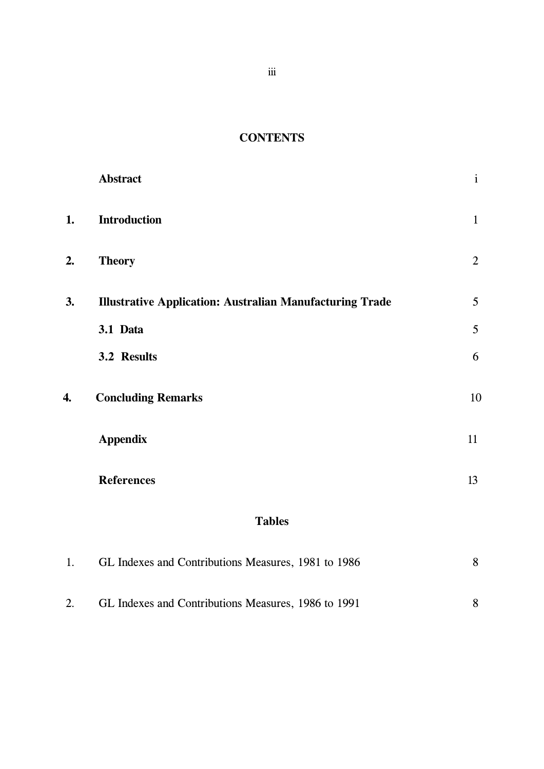# CONTENTS

| | | |
|---|---|---|
| | **Abstract** | i |
| **1.** | **Introduction** | 1 |
| **2.** | **Theory** | 2 |
| **3.** | **Illustrative Application: Australian Manufacturing Trade** | 5 |
| | **3.1 Data** | 5 |
| | **3.2 Results** | 6 |
| **4.** | **Concluding Remarks** | 10 |
| | **Appendix** | 11 |
| | **References** | 13 |

## Tables

| | | |
|---|---|---|
| 1. | GL Indexes and Contributions Measures, 1981 to 1986 | 8 |
| 2. | GL Indexes and Contributions Measures, 1986 to 1991 | 8 |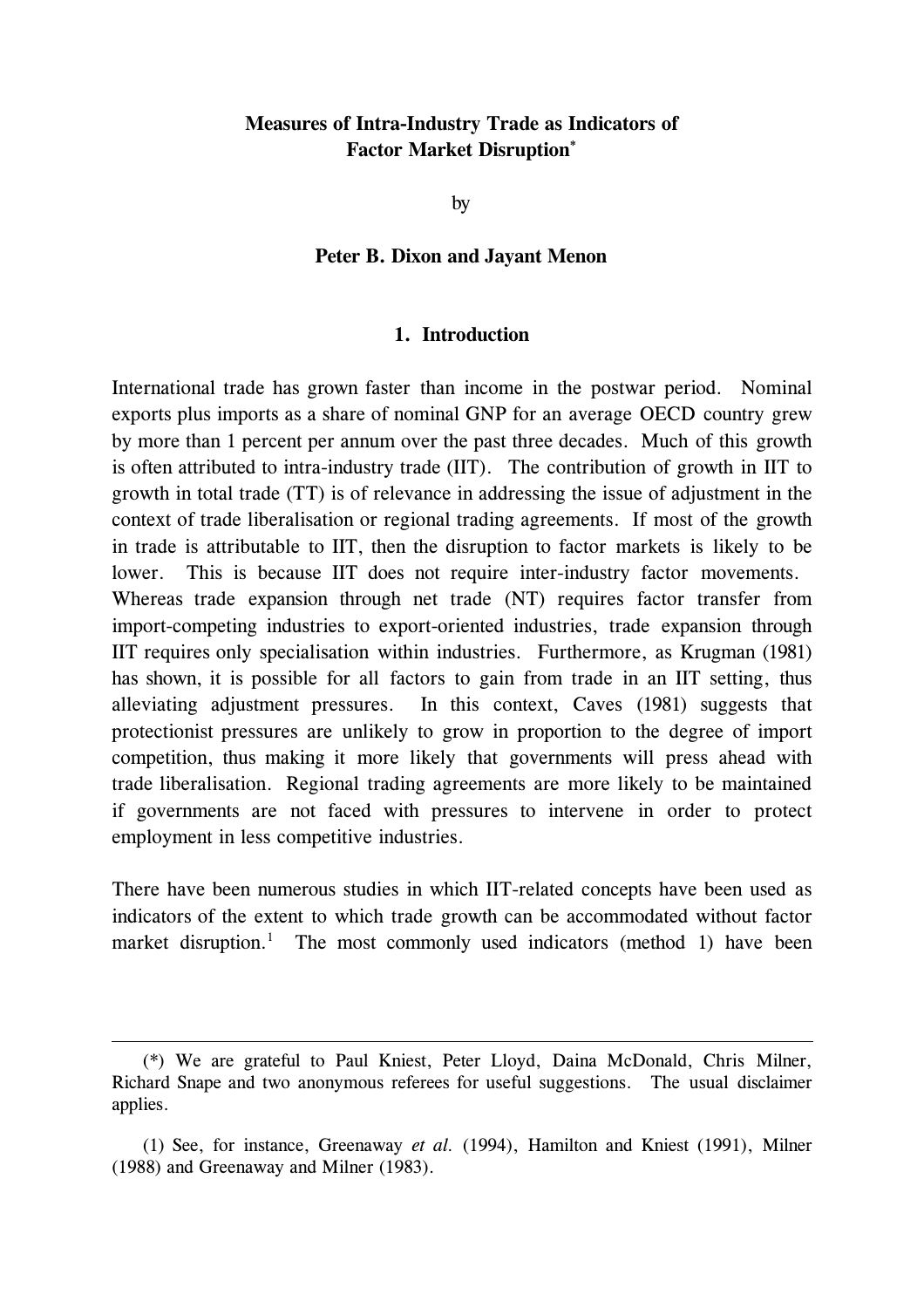**Measures of Intra-Industry Trade as Indicators of Factor Market Disruption***

by

**Peter B. Dixon and Jayant Menon**

## 1. Introduction

International trade has grown faster than income in the postwar period. Nominal exports plus imports as a share of nominal GNP for an average OECD country grew by more than 1 percent per annum over the past three decades. Much of this growth is often attributed to intra-industry trade (IIT). The contribution of growth in IIT to growth in total trade (TT) is of relevance in addressing the issue of adjustment in the context of trade liberalisation or regional trading agreements. If most of the growth in trade is attributable to IIT, then the disruption to factor markets is likely to be lower. This is because IIT does not require inter-industry factor movements. Whereas trade expansion through net trade (NT) requires factor transfer from import-competing industries to export-oriented industries, trade expansion through IIT requires only specialisation within industries. Furthermore, as Krugman (1981) has shown, it is possible for all factors to gain from trade in an IIT setting, thus alleviating adjustment pressures. In this context, Caves (1981) suggests that protectionist pressures are unlikely to grow in proportion to the degree of import competition, thus making it more likely that governments will press ahead with trade liberalisation. Regional trading agreements are more likely to be maintained if governments are not faced with pressures to intervene in order to protect employment in less competitive industries.

There have been numerous studies in which IIT-related concepts have been used as indicators of the extent to which trade growth can be accommodated without factor market disruption.[1] The most commonly used indicators (method 1) have been

---

(*) We are grateful to Paul Kniest, Peter Lloyd, Daina McDonald, Chris Milner, Richard Snape and two anonymous referees for useful suggestions. The usual disclaimer applies.

(1) See, for instance, Greenaway *et al.* (1994), Hamilton and Kniest (1991), Milner (1988) and Greenaway and Milner (1983).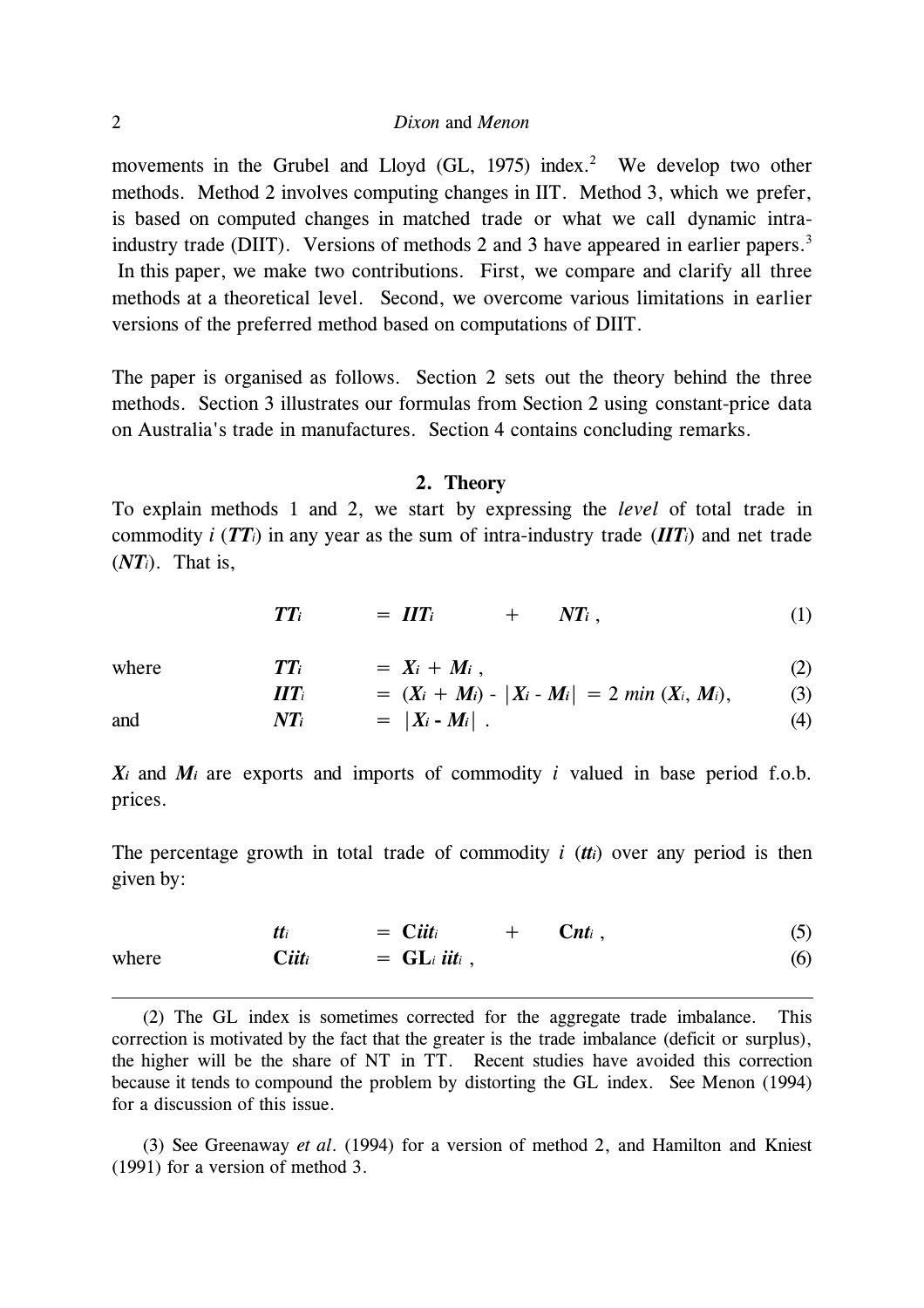movements in the Grubel and Lloyd (GL, 1975) index.[2] We develop two other methods. Method 2 involves computing changes in IIT. Method 3, which we prefer, is based on computed changes in matched trade or what we call dynamic intra-industry trade (DIIT). Versions of methods 2 and 3 have appeared in earlier papers.[3] In this paper, we make two contributions. First, we compare and clarify all three methods at a theoretical level. Second, we overcome various limitations in earlier versions of the preferred method based on computations of DIIT.

The paper is organised as follows. Section 2 sets out the theory behind the three methods. Section 3 illustrates our formulas from Section 2 using constant-price data on Australia's trade in manufactures. Section 4 contains concluding remarks.

## 2. Theory

To explain methods 1 and 2, we start by expressing the *level* of total trade in commodity $i$ ($\boldsymbol{TT_i}$) in any year as the sum of intra-industry trade ($\boldsymbol{IIT_i}$) and net trade ($\boldsymbol{NT_i}$). That is,

$$\boldsymbol{TT_i} = \boldsymbol{IIT_i} + \boldsymbol{NT_i}\,, \tag{1}$$

where

$$\boldsymbol{TT_i} = \boldsymbol{X_i} + \boldsymbol{M_i}\,, \tag{2}$$

$$\boldsymbol{IIT_i} = (\boldsymbol{X_i} + \boldsymbol{M_i}) - |\boldsymbol{X_i} - \boldsymbol{M_i}| = 2\,min\,(\boldsymbol{X_i}, \boldsymbol{M_i}), \tag{3}$$

and

$$\boldsymbol{NT_i} = |\boldsymbol{X_i} - \boldsymbol{M_i}|\,. \tag{4}$$

$\boldsymbol{X_i}$ and $\boldsymbol{M_i}$ are exports and imports of commodity $i$ valued in base period f.o.b. prices.

The percentage growth in total trade of commodity $i$ ($\boldsymbol{tt_i}$) over any period is then given by:

$$\boldsymbol{tt_i} = \mathbf{C}\boldsymbol{iit_i} + \mathbf{C}\boldsymbol{nt_i}\,, \tag{5}$$

where

$$\mathbf{C}\boldsymbol{iit_i} = \mathbf{GL}_i\,\boldsymbol{iit_i}\,, \tag{6}$$

---

(2) The GL index is sometimes corrected for the aggregate trade imbalance. This correction is motivated by the fact that the greater is the trade imbalance (deficit or surplus), the higher will be the share of NT in TT. Recent studies have avoided this correction because it tends to compound the problem by distorting the GL index. See Menon (1994) for a discussion of this issue.

(3) See Greenaway *et al*. (1994) for a version of method 2, and Hamilton and Kniest (1991) for a version of method 3.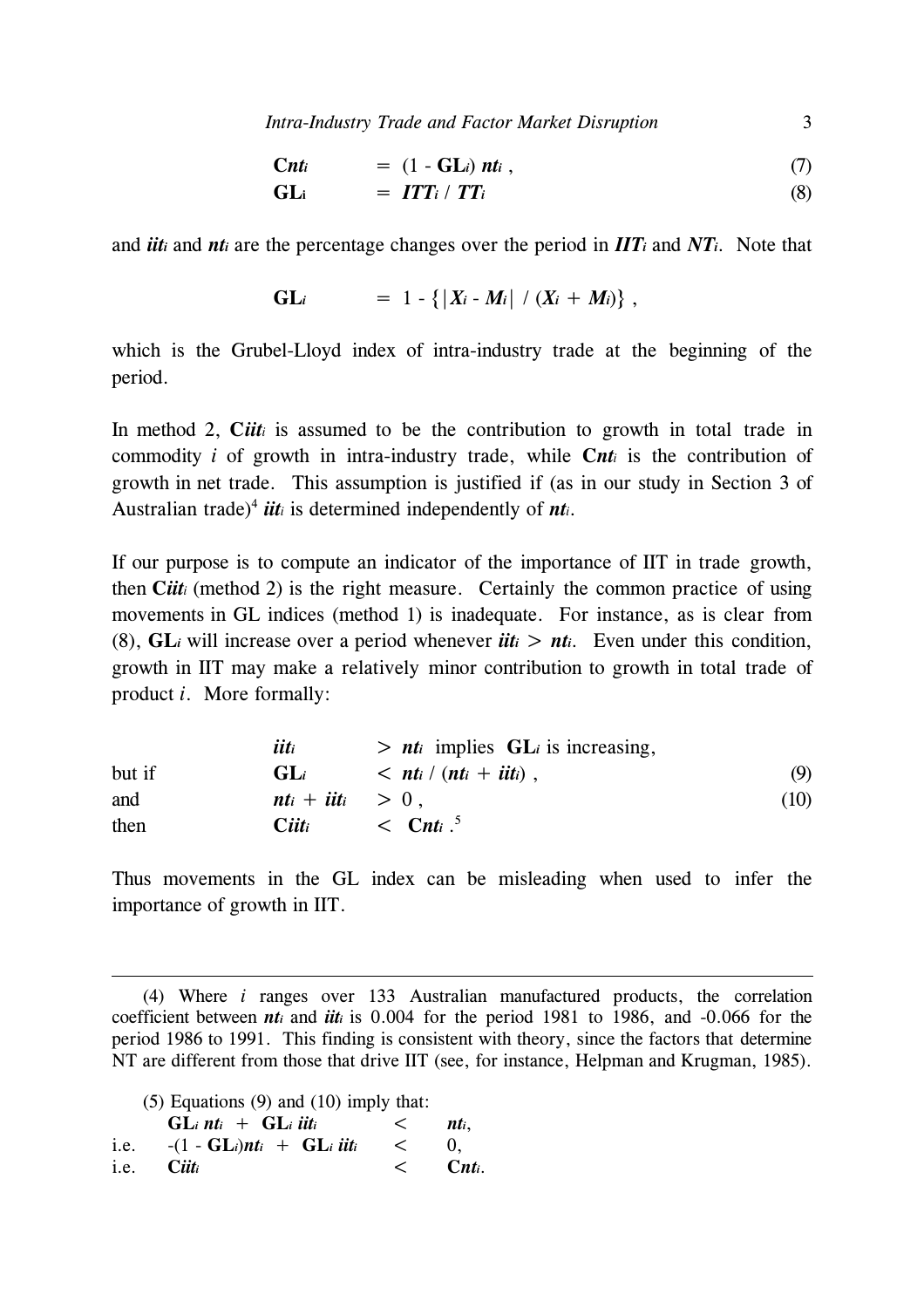$$\mathbf{C}\boldsymbol{nt}_i \quad = \quad (1 - \mathbf{GL}_i)\, \boldsymbol{nt}_i \,, \tag{7}$$

$$\mathbf{GL}_i \quad = \quad \boldsymbol{ITT}_i \,/\, \boldsymbol{TT}_i \tag{8}$$

and $\boldsymbol{iit}_i$ and $\boldsymbol{nt}_i$ are the percentage changes over the period in $\boldsymbol{IIT}_i$ and $\boldsymbol{NT}_i$. Note that

$$\mathbf{GL}_i \quad = \quad 1 - \{|\boldsymbol{X}_i - \boldsymbol{M}_i| \,/\, (\boldsymbol{X}_i + \boldsymbol{M}_i)\} \,,$$

which is the Grubel-Lloyd index of intra-industry trade at the beginning of the period.

In method 2, $\mathbf{C}\boldsymbol{iit}_i$ is assumed to be the contribution to growth in total trade in commodity $i$ of growth in intra-industry trade, while $\mathbf{C}\boldsymbol{nt}_i$ is the contribution of growth in net trade. This assumption is justified if (as in our study in Section 3 of Australian trade)[4] $\boldsymbol{iit}_i$ is determined independently of $\boldsymbol{nt}_i$.

If our purpose is to compute an indicator of the importance of IIT in trade growth, then $\mathbf{C}\boldsymbol{iit}_i$ (method 2) is the right measure. Certainly the common practice of using movements in GL indices (method 1) is inadequate. For instance, as is clear from (8), $\mathbf{GL}_i$ will increase over a period whenever $\boldsymbol{iit}_i > \boldsymbol{nt}_i$. Even under this condition, growth in IIT may make a relatively minor contribution to growth in total trade of product $i$. More formally:

$$\boldsymbol{iit}_i \quad > \boldsymbol{nt}_i \text{ implies } \mathbf{GL}_i \text{ is increasing,}$$

$$\text{but if} \quad \mathbf{GL}_i \quad < \boldsymbol{nt}_i \,/\, (\boldsymbol{nt}_i + \boldsymbol{iit}_i) \,, \tag{9}$$

$$\text{and} \quad \boldsymbol{nt}_i + \boldsymbol{iit}_i \quad > 0 \,, \tag{10}$$

$$\text{then} \quad \mathbf{C}\boldsymbol{iit}_i \quad < \mathbf{C}\boldsymbol{nt}_i \,.$$

[5]

Thus movements in the GL index can be misleading when used to infer the importance of growth in IIT.

---

(4) Where $i$ ranges over 133 Australian manufactured products, the correlation coefficient between $\boldsymbol{nt}_i$ and $\boldsymbol{iit}_i$ is 0.004 for the period 1981 to 1986, and -0.066 for the period 1986 to 1991. This finding is consistent with theory, since the factors that determine NT are different from those that drive IIT (see, for instance, Helpman and Krugman, 1985).

(5) Equations (9) and (10) imply that:

$$\mathbf{GL}_i\, \boldsymbol{nt}_i + \mathbf{GL}_i\, \boldsymbol{iit}_i \quad < \quad \boldsymbol{nt}_i,$$

$$\text{i.e.} \quad -(1 - \mathbf{GL}_i)\boldsymbol{nt}_i + \mathbf{GL}_i\, \boldsymbol{iit}_i \quad < \quad 0,$$

$$\text{i.e.} \quad \mathbf{C}\boldsymbol{iit}_i \quad < \quad \mathbf{C}\boldsymbol{nt}_i.$$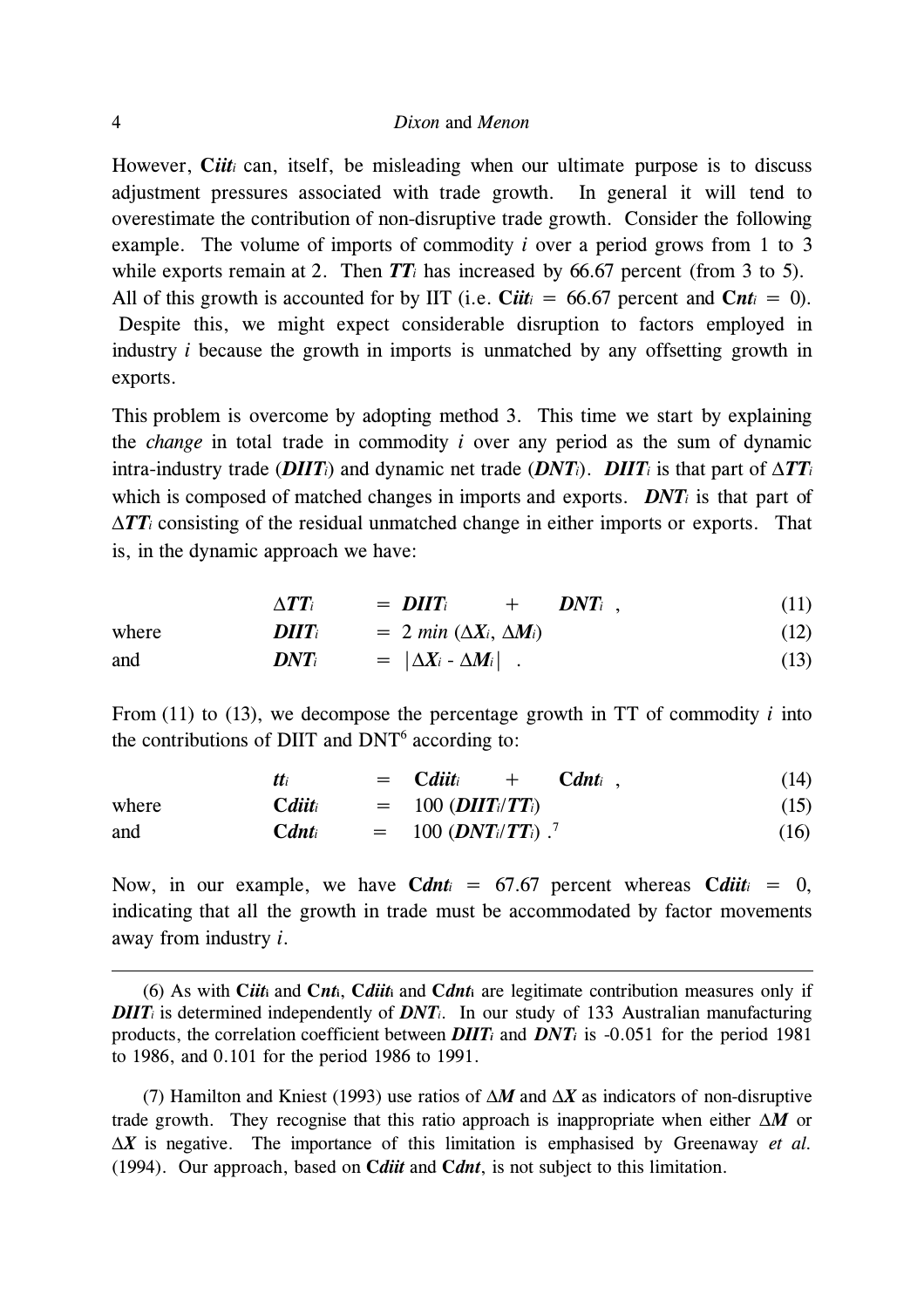However, $\mathbf{C}iit_i$ can, itself, be misleading when our ultimate purpose is to discuss adjustment pressures associated with trade growth. In general it will tend to overestimate the contribution of non-disruptive trade growth. Consider the following example. The volume of imports of commodity *i* over a period grows from 1 to 3 while exports remain at 2. Then $\boldsymbol{TT}_i$ has increased by 66.67 percent (from 3 to 5). All of this growth is accounted for by IIT (i.e. $\mathbf{C}iit_i$ = 66.67 percent and $\mathbf{C}nt_i$ = 0). Despite this, we might expect considerable disruption to factors employed in industry *i* because the growth in imports is unmatched by any offsetting growth in exports.

This problem is overcome by adopting method 3. This time we start by explaining the *change* in total trade in commodity *i* over any period as the sum of dynamic intra-industry trade ($\boldsymbol{DIIT}_i$) and dynamic net trade ($\boldsymbol{DNT}_i$). $\boldsymbol{DIIT}_i$ is that part of $\Delta \boldsymbol{TT}_i$ which is composed of matched changes in imports and exports. $\boldsymbol{DNT}_i$ is that part of $\Delta \boldsymbol{TT}_i$ consisting of the residual unmatched change in either imports or exports. That is, in the dynamic approach we have:

$$\Delta \boldsymbol{TT}_i = \boldsymbol{DIIT}_i + \boldsymbol{DNT}_i \ , \tag{11}$$

where

$$\boldsymbol{DIIT}_i = 2 \ min \ (\Delta \boldsymbol{X}_i, \Delta \boldsymbol{M}_i) \tag{12}$$

and

$$\boldsymbol{DNT}_i = |\Delta \boldsymbol{X}_i - \Delta \boldsymbol{M}_i| \ . \tag{13}$$

From (11) to (13), we decompose the percentage growth in TT of commodity *i* into the contributions of DIIT and DNT[6] according to:

$$\boldsymbol{tt}_i = \mathbf{C}diit_i + \mathbf{C}dnt_i \ , \tag{14}$$

where

$$\mathbf{C}diit_i = 100 \ (\boldsymbol{DIIT}_i/\boldsymbol{TT}_i) \tag{15}$$

and

$$\mathbf{C}dnt_i = 100 \ (\boldsymbol{DNT}_i/\boldsymbol{TT}_i) \ .^{7} \tag{16}$$

Now, in our example, we have $\mathbf{C}dnt_i$ = 67.67 percent whereas $\mathbf{C}diit_i$ = 0, indicating that all the growth in trade must be accommodated by factor movements away from industry *i*.

---

(6) As with $\mathbf{C}iit_i$ and $\mathbf{C}nt_i$, $\mathbf{C}diit_i$ and $\mathbf{C}dnt_i$ are legitimate contribution measures only if $\boldsymbol{DIIT}_i$ is determined independently of $\boldsymbol{DNT}_i$. In our study of 133 Australian manufacturing products, the correlation coefficient between $\boldsymbol{DIIT}_i$ and $\boldsymbol{DNT}_i$ is -0.051 for the period 1981 to 1986, and 0.101 for the period 1986 to 1991.

(7) Hamilton and Kniest (1993) use ratios of $\Delta \boldsymbol{M}$ and $\Delta \boldsymbol{X}$ as indicators of non-disruptive trade growth. They recognise that this ratio approach is inappropriate when either $\Delta \boldsymbol{M}$ or $\Delta \boldsymbol{X}$ is negative. The importance of this limitation is emphasised by Greenaway *et al.* (1994). Our approach, based on **C*diit*** and **C*dnt***, is not subject to this limitation.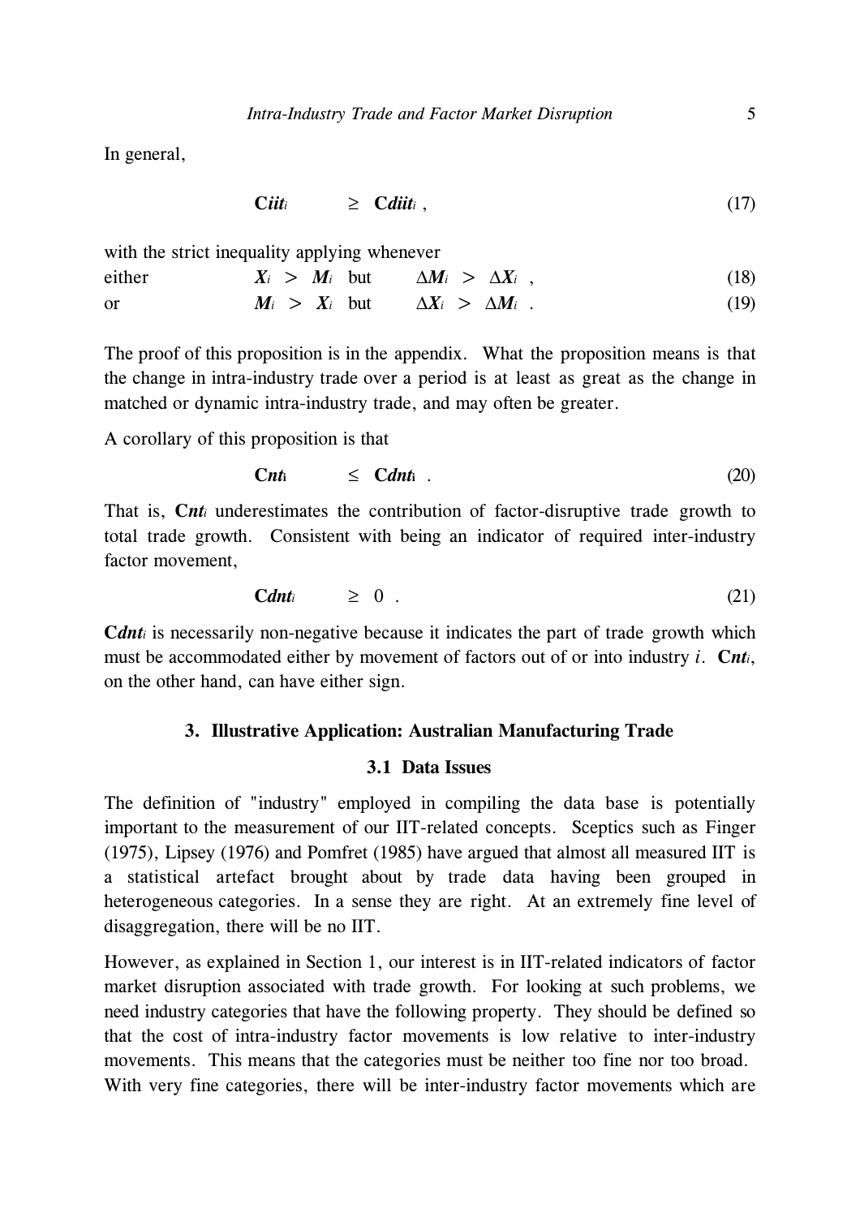In general,

$$\mathbf{C}\boldsymbol{iit}_i \quad \geq \quad \mathbf{C}\boldsymbol{diit}_i \,, \tag{17}$$

with the strict inequality applying whenever

either $\quad \boldsymbol{X}_i \; > \; \boldsymbol{M}_i \;$ but $\quad \Delta\boldsymbol{M}_i \; > \; \Delta\boldsymbol{X}_i \;$ , (18)

or $\quad \boldsymbol{M}_i \; > \; \boldsymbol{X}_i \;$ but $\quad \Delta\boldsymbol{X}_i \; > \; \Delta\boldsymbol{M}_i \;$ . (19)

The proof of this proposition is in the appendix. What the proposition means is that the change in intra-industry trade over a period is at least as great as the change in matched or dynamic intra-industry trade, and may often be greater.

A corollary of this proposition is that

$$\mathbf{C}\boldsymbol{nt}_i \quad \leq \quad \mathbf{C}\boldsymbol{dnt}_i \;. \tag{20}$$

That is, $\mathbf{C}\boldsymbol{nt}_i$ underestimates the contribution of factor-disruptive trade growth to total trade growth. Consistent with being an indicator of required inter-industry factor movement,

$$\mathbf{C}\boldsymbol{dnt}_i \quad \geq \quad 0 \;. \tag{21}$$

$\mathbf{C}\boldsymbol{dnt}_i$ is necessarily non-negative because it indicates the part of trade growth which must be accommodated either by movement of factors out of or into industry $i$. $\mathbf{C}\boldsymbol{nt}_i$, on the other hand, can have either sign.

## 3. Illustrative Application: Australian Manufacturing Trade

### 3.1 Data Issues

The definition of "industry" employed in compiling the data base is potentially important to the measurement of our IIT-related concepts. Sceptics such as Finger (1975), Lipsey (1976) and Pomfret (1985) have argued that almost all measured IIT is a statistical artefact brought about by trade data having been grouped in heterogeneous categories. In a sense they are right. At an extremely fine level of disaggregation, there will be no IIT.

However, as explained in Section 1, our interest is in IIT-related indicators of factor market disruption associated with trade growth. For looking at such problems, we need industry categories that have the following property. They should be defined so that the cost of intra-industry factor movements is low relative to inter-industry movements. This means that the categories must be neither too fine nor too broad. With very fine categories, there will be inter-industry factor movements which are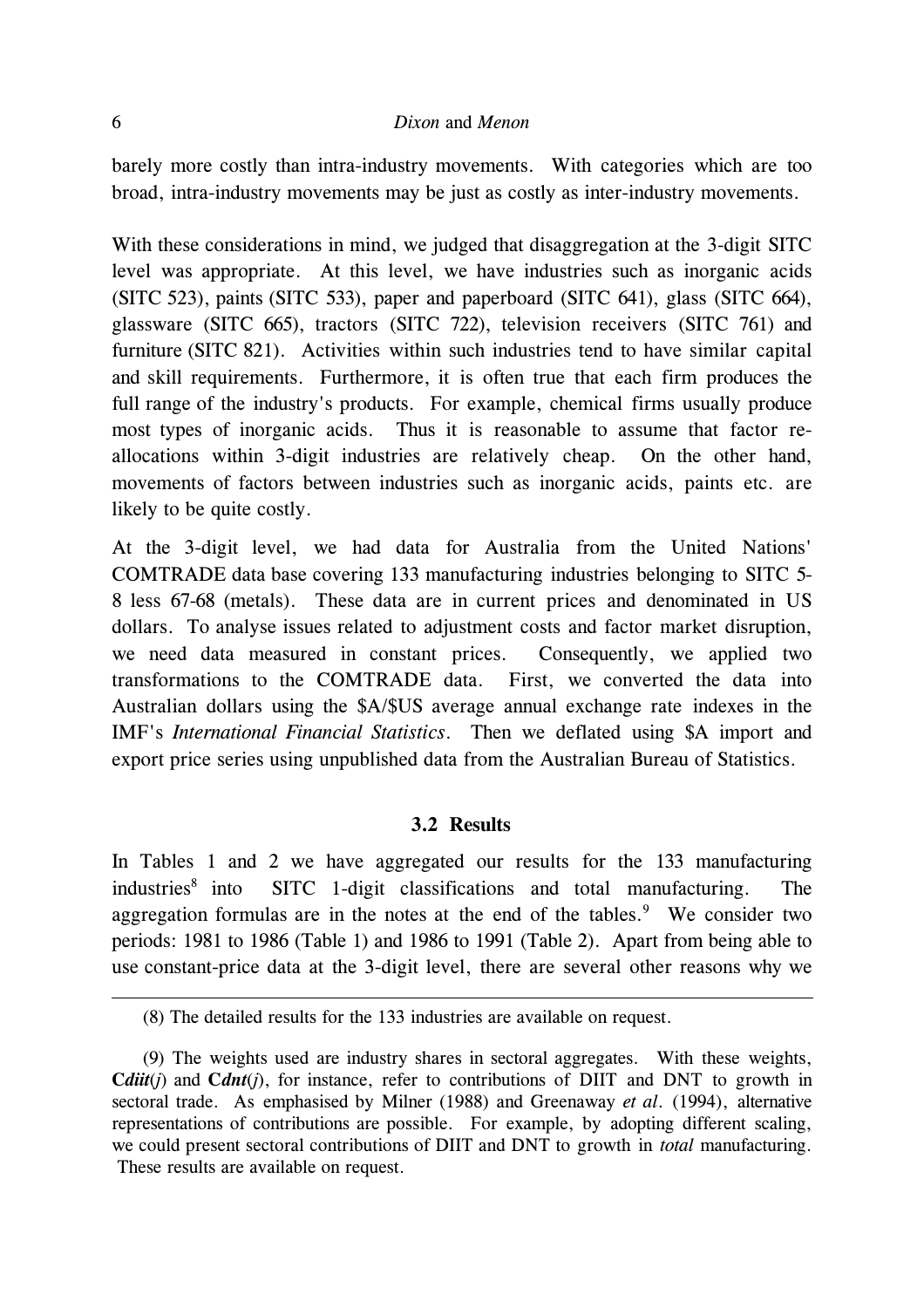barely more costly than intra-industry movements. With categories which are too broad, intra-industry movements may be just as costly as inter-industry movements.

With these considerations in mind, we judged that disaggregation at the 3-digit SITC level was appropriate. At this level, we have industries such as inorganic acids (SITC 523), paints (SITC 533), paper and paperboard (SITC 641), glass (SITC 664), glassware (SITC 665), tractors (SITC 722), television receivers (SITC 761) and furniture (SITC 821). Activities within such industries tend to have similar capital and skill requirements. Furthermore, it is often true that each firm produces the full range of the industry's products. For example, chemical firms usually produce most types of inorganic acids. Thus it is reasonable to assume that factor re-allocations within 3-digit industries are relatively cheap. On the other hand, movements of factors between industries such as inorganic acids, paints etc. are likely to be quite costly.

At the 3-digit level, we had data for Australia from the United Nations' COMTRADE data base covering 133 manufacturing industries belonging to SITC 5-8 less 67-68 (metals). These data are in current prices and denominated in US dollars. To analyse issues related to adjustment costs and factor market disruption, we need data measured in constant prices. Consequently, we applied two transformations to the COMTRADE data. First, we converted the data into Australian dollars using the $A/$US average annual exchange rate indexes in the IMF's *International Financial Statistics*. Then we deflated using $A import and export price series using unpublished data from the Australian Bureau of Statistics.

### 3.2 Results

In Tables 1 and 2 we have aggregated our results for the 133 manufacturing industries[8] into SITC 1-digit classifications and total manufacturing. The aggregation formulas are in the notes at the end of the tables.[9] We consider two periods: 1981 to 1986 (Table 1) and 1986 to 1991 (Table 2). Apart from being able to use constant-price data at the 3-digit level, there are several other reasons why we

---

(8) The detailed results for the 133 industries are available on request.

(9) The weights used are industry shares in sectoral aggregates. With these weights, **C***diit*($j$) and **C***dnt*($j$), for instance, refer to contributions of DIIT and DNT to growth in sectoral trade. As emphasised by Milner (1988) and Greenaway *et al*. (1994), alternative representations of contributions are possible. For example, by adopting different scaling, we could present sectoral contributions of DIIT and DNT to growth in *total* manufacturing. These results are available on request.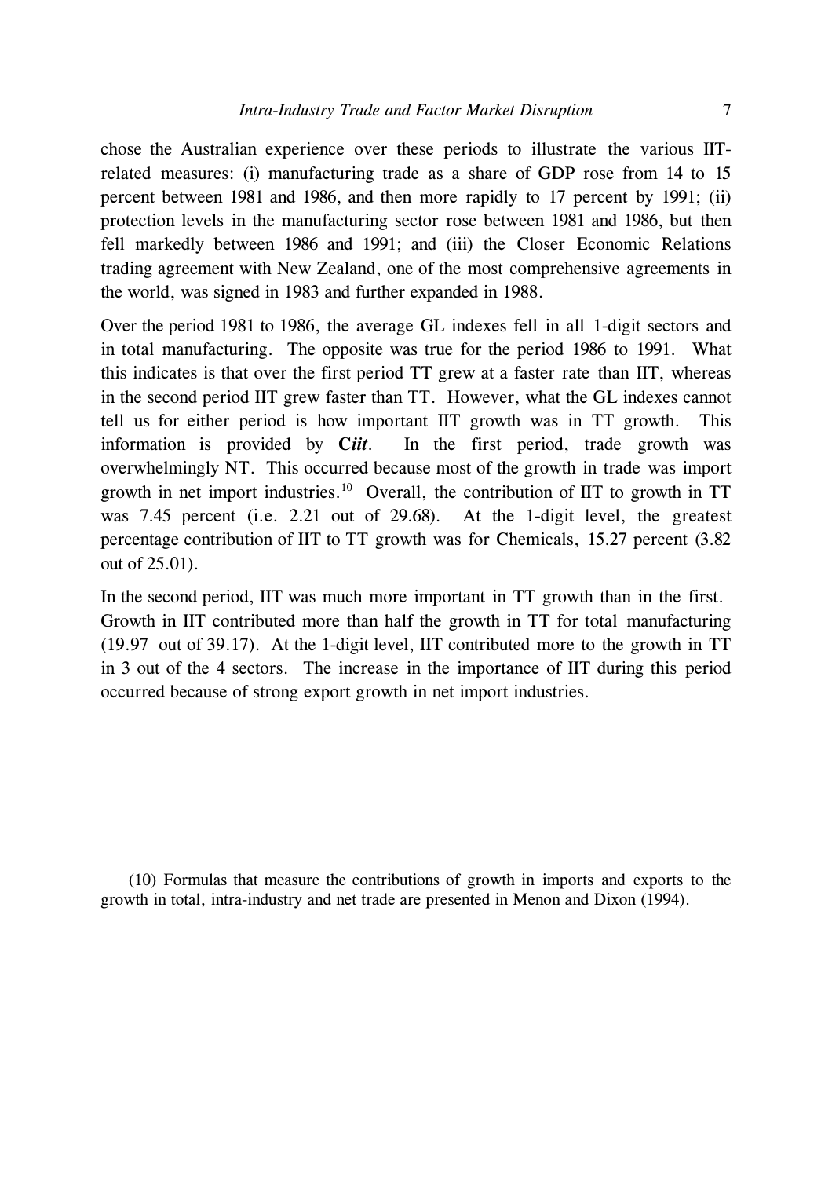chose the Australian experience over these periods to illustrate the various IIT-related measures: (i) manufacturing trade as a share of GDP rose from 14 to 15 percent between 1981 and 1986, and then more rapidly to 17 percent by 1991; (ii) protection levels in the manufacturing sector rose between 1981 and 1986, but then fell markedly between 1986 and 1991; and (iii) the Closer Economic Relations trading agreement with New Zealand, one of the most comprehensive agreements in the world, was signed in 1983 and further expanded in 1988.

Over the period 1981 to 1986, the average GL indexes fell in all 1-digit sectors and in total manufacturing. The opposite was true for the period 1986 to 1991. What this indicates is that over the first period TT grew at a faster rate than IIT, whereas in the second period IIT grew faster than TT. However, what the GL indexes cannot tell us for either period is how important IIT growth was in TT growth. This information is provided by ***Ciit***. In the first period, trade growth was overwhelmingly NT. This occurred because most of the growth in trade was import growth in net import industries.[10] Overall, the contribution of IIT to growth in TT was 7.45 percent (i.e. 2.21 out of 29.68). At the 1-digit level, the greatest percentage contribution of IIT to TT growth was for Chemicals, 15.27 percent (3.82 out of 25.01).

In the second period, IIT was much more important in TT growth than in the first. Growth in IIT contributed more than half the growth in TT for total manufacturing (19.97 out of 39.17). At the 1-digit level, IIT contributed more to the growth in TT in 3 out of the 4 sectors. The increase in the importance of IIT during this period occurred because of strong export growth in net import industries.

---

(10) Formulas that measure the contributions of growth in imports and exports to the growth in total, intra-industry and net trade are presented in Menon and Dixon (1994).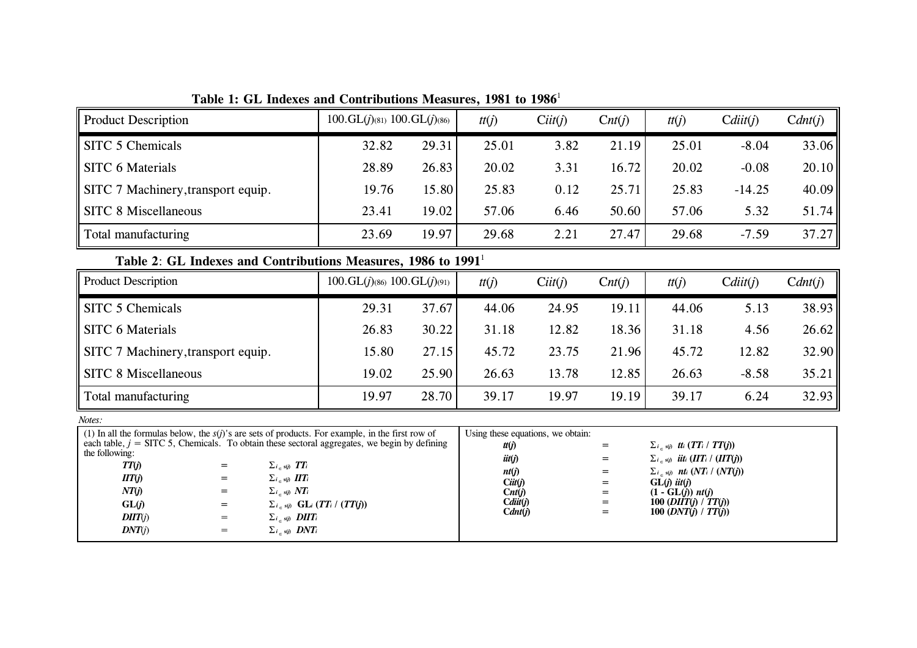**Table 1: GL Indexes and Contributions Measures, 1981 to 1986**[1]

| Product Description | $100.GL(j)_{(81)}$ | $100.GL(j)_{(86)}$ | $tt(j)$ | $Ciit(j)$ | $Cnt(j)$ | $tt(j)$ | $Cdiit(j)$ | $Cdnt(j)$ |
|---|---|---|---|---|---|---|---|---|
| SITC 5 Chemicals | 32.82 | 29.31 | 25.01 | 3.82 | 21.19 | 25.01 | -8.04 | 33.06 |
| SITC 6 Materials | 28.89 | 26.83 | 20.02 | 3.31 | 16.72 | 20.02 | -0.08 | 20.10 |
| SITC 7 Machinery,transport equip. | 19.76 | 15.80 | 25.83 | 0.12 | 25.71 | 25.83 | -14.25 | 40.09 |
| SITC 8 Miscellaneous | 23.41 | 19.02 | 57.06 | 6.46 | 50.60 | 57.06 | 5.32 | 51.74 |
| Total manufacturing | 23.69 | 19.97 | 29.68 | 2.21 | 27.47 | 29.68 | -7.59 | 37.27 |

**Table 2: GL Indexes and Contributions Measures, 1986 to 1991**[1]

| Product Description | $100.GL(j)_{(86)}$ | $100.GL(j)_{(91)}$ | $tt(j)$ | $Ciit(j)$ | $Cnt(j)$ | $tt(j)$ | $Cdiit(j)$ | $Cdnt(j)$ |
|---|---|---|---|---|---|---|---|---|
| SITC 5 Chemicals | 29.31 | 37.67 | 44.06 | 24.95 | 19.11 | 44.06 | 5.13 | 38.93 |
| SITC 6 Materials | 26.83 | 30.22 | 31.18 | 12.82 | 18.36 | 31.18 | 4.56 | 26.62 |
| SITC 7 Machinery,transport equip. | 15.80 | 27.15 | 45.72 | 23.75 | 21.96 | 45.72 | 12.82 | 32.90 |
| SITC 8 Miscellaneous | 19.02 | 25.90 | 26.63 | 13.78 | 12.85 | 26.63 | -8.58 | 35.21 |
| Total manufacturing | 19.97 | 28.70 | 39.17 | 19.97 | 19.19 | 39.17 | 6.24 | 32.93 |

*Notes:*

(1) In all the formulas below, the $s(j)$'s are sets of products. For example, in the first row of each table, $j$ = SITC 5, Chemicals. To obtain these sectoral aggregates, we begin by defining the following:

$$TT(j) = \Sigma_{i \in s(j)} TT_i$$
$$IIT(j) = \Sigma_{i \in s(j)} IIT_i$$
$$NT(j) = \Sigma_{i \in s(j)} NT_i$$
$$GL(j) = \Sigma_{i \in s(j)} GL_i \,(TT_i \,/\, (TT(j))$$
$$DIIT(j) = \Sigma_{i \in s(j)} DIIT_i$$
$$DNT(j) = \Sigma_{i \in s(j)} DNT_i$$

Using these equations, we obtain:

$$tt(j) = \Sigma_{i \in s(j)} tt_i \,(TT_i \,/\, TT(j))$$
$$iit(j) = \Sigma_{i \in s(j)} iit_i \,(IIT_i \,/\, (IIT(j))$$
$$nt(j) = \Sigma_{i \in s(j)} nt_i \,(NT_i \,/\, (NT(j))$$
$$Ciit(j) = GL(j)\, iit(j)$$
$$Cnt(j) = (1 - GL(j))\, nt(j)$$
$$Cdiit(j) = 100\,(DIIT(j) \,/\, TT(j))$$
$$Cdnt(j) = 100\,(DNT(j) \,/\, TT(j))$$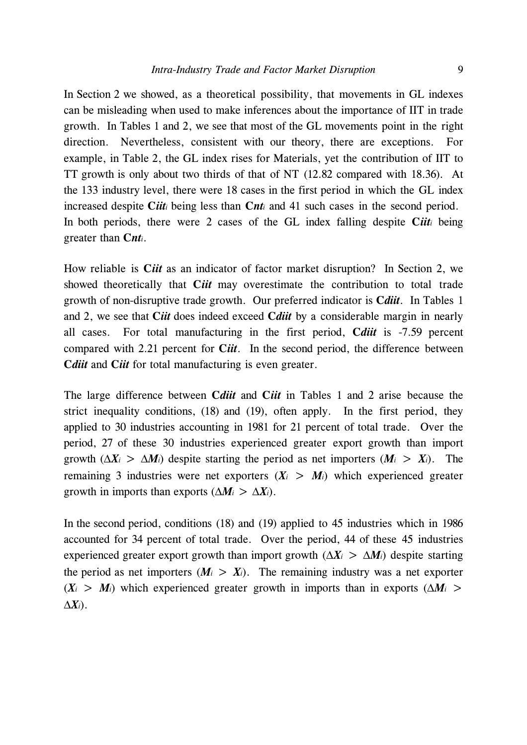In Section 2 we showed, as a theoretical possibility, that movements in GL indexes can be misleading when used to make inferences about the importance of IIT in trade growth. In Tables 1 and 2, we see that most of the GL movements point in the right direction. Nevertheless, consistent with our theory, there are exceptions. For example, in Table 2, the GL index rises for Materials, yet the contribution of IIT to TT growth is only about two thirds of that of NT (12.82 compared with 18.36). At the 133 industry level, there were 18 cases in the first period in which the GL index increased despite $\mathbf{C}\boldsymbol{iit}_i$ being less than $\mathbf{C}\boldsymbol{nt}_i$ and 41 such cases in the second period. In both periods, there were 2 cases of the GL index falling despite $\mathbf{C}\boldsymbol{iit}_i$ being greater than $\mathbf{C}\boldsymbol{nt}_i$.

How reliable is $\mathbf{C}\boldsymbol{iit}$ as an indicator of factor market disruption? In Section 2, we showed theoretically that $\mathbf{C}\boldsymbol{iit}$ may overestimate the contribution to total trade growth of non-disruptive trade growth. Our preferred indicator is $\mathbf{C}\boldsymbol{diit}$. In Tables 1 and 2, we see that $\mathbf{C}\boldsymbol{iit}$ does indeed exceed $\mathbf{C}\boldsymbol{diit}$ by a considerable margin in nearly all cases. For total manufacturing in the first period, $\mathbf{C}\boldsymbol{diit}$ is -7.59 percent compared with 2.21 percent for $\mathbf{C}\boldsymbol{iit}$. In the second period, the difference between $\mathbf{C}\boldsymbol{diit}$ and $\mathbf{C}\boldsymbol{iit}$ for total manufacturing is even greater.

The large difference between $\mathbf{C}\boldsymbol{diit}$ and $\mathbf{C}\boldsymbol{iit}$ in Tables 1 and 2 arise because the strict inequality conditions, (18) and (19), often apply. In the first period, they applied to 30 industries accounting in 1981 for 21 percent of total trade. Over the period, 27 of these 30 industries experienced greater export growth than import growth ($\Delta \boldsymbol{X}_i > \Delta \boldsymbol{M}_i$) despite starting the period as net importers ($\boldsymbol{M}_i > \boldsymbol{X}_i$). The remaining 3 industries were net exporters ($\boldsymbol{X}_i > \boldsymbol{M}_i$) which experienced greater growth in imports than exports ($\Delta \boldsymbol{M}_i > \Delta \boldsymbol{X}_i$).

In the second period, conditions (18) and (19) applied to 45 industries which in 1986 accounted for 34 percent of total trade. Over the period, 44 of these 45 industries experienced greater export growth than import growth ($\Delta \boldsymbol{X}_i > \Delta \boldsymbol{M}_i$) despite starting the period as net importers ($\boldsymbol{M}_i > \boldsymbol{X}_i$). The remaining industry was a net exporter ($\boldsymbol{X}_i > \boldsymbol{M}_i$) which experienced greater growth in imports than in exports ($\Delta \boldsymbol{M}_i > \Delta \boldsymbol{X}_i$).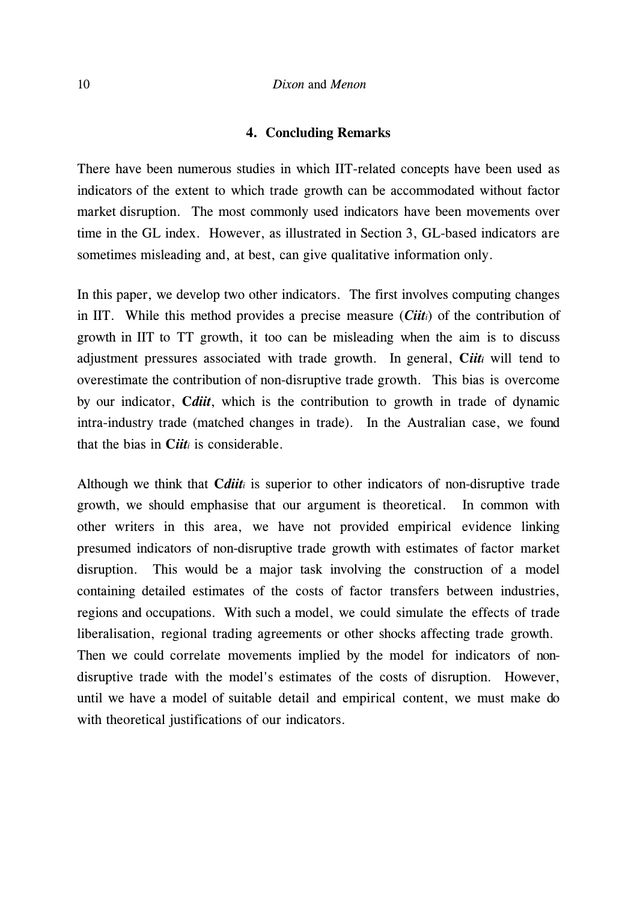## 4. Concluding Remarks

There have been numerous studies in which IIT-related concepts have been used as indicators of the extent to which trade growth can be accommodated without factor market disruption. The most commonly used indicators have been movements over time in the GL index. However, as illustrated in Section 3, GL-based indicators are sometimes misleading and, at best, can give qualitative information only.

In this paper, we develop two other indicators. The first involves computing changes in IIT. While this method provides a precise measure ($\boldsymbol{Ciit_i}$) of the contribution of growth in IIT to TT growth, it too can be misleading when the aim is to discuss adjustment pressures associated with trade growth. In general, $\boldsymbol{Ciit_i}$ will tend to overestimate the contribution of non-disruptive trade growth. This bias is overcome by our indicator, **C*diit***, which is the contribution to growth in trade of dynamic intra-industry trade (matched changes in trade). In the Australian case, we found that the bias in $\boldsymbol{Ciit_i}$ is considerable.

Although we think that $\boldsymbol{Cdiit_i}$ is superior to other indicators of non-disruptive trade growth, we should emphasise that our argument is theoretical. In common with other writers in this area, we have not provided empirical evidence linking presumed indicators of non-disruptive trade growth with estimates of factor market disruption. This would be a major task involving the construction of a model containing detailed estimates of the costs of factor transfers between industries, regions and occupations. With such a model, we could simulate the effects of trade liberalisation, regional trading agreements or other shocks affecting trade growth. Then we could correlate movements implied by the model for indicators of non-disruptive trade with the model's estimates of the costs of disruption. However, until we have a model of suitable detail and empirical content, we must make do with theoretical justifications of our indicators.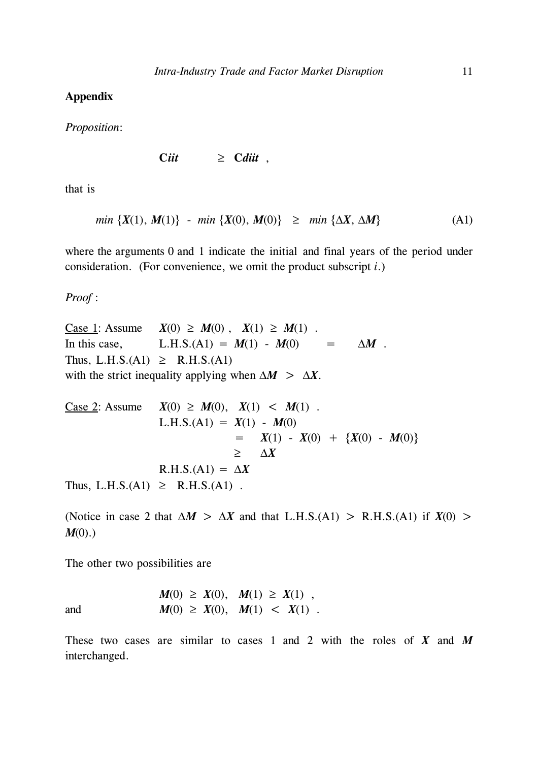## Appendix

*Proposition*:

$$\mathbf{C}iit \geq \mathbf{C}diit \ ,$$

that is

$$min \ \{\boldsymbol{X}(1), \boldsymbol{M}(1)\} \ - \ min \ \{\boldsymbol{X}(0), \boldsymbol{M}(0)\} \ \geq \ min \ \{\Delta \boldsymbol{X}, \Delta \boldsymbol{M}\} \tag{A1}$$

where the arguments 0 and 1 indicate the initial and final years of the period under consideration. (For convenience, we omit the product subscript $i$.)

*Proof* :

Case 1: Assume $\boldsymbol{X}(0) \geq \boldsymbol{M}(0)$ , $\boldsymbol{X}(1) \geq \boldsymbol{M}(1)$ .
In this case, L.H.S.(A1) $= \boldsymbol{M}(1) - \boldsymbol{M}(0) = \Delta \boldsymbol{M}$ .
Thus, L.H.S.(A1) $\geq$ R.H.S.(A1)
with the strict inequality applying when $\Delta \boldsymbol{M} > \Delta \boldsymbol{X}$.

Case 2: Assume $\boldsymbol{X}(0) \geq \boldsymbol{M}(0)$, $\boldsymbol{X}(1) < \boldsymbol{M}(1)$ .

$$\begin{aligned} \text{L.H.S.(A1)} &= \boldsymbol{X}(1) - \boldsymbol{M}(0) \\ &= \boldsymbol{X}(1) - \boldsymbol{X}(0) + \{\boldsymbol{X}(0) - \boldsymbol{M}(0)\} \\ &\geq \Delta \boldsymbol{X} \\ \text{R.H.S.(A1)} &= \Delta \boldsymbol{X} \end{aligned}$$

Thus, L.H.S.(A1) $\geq$ R.H.S.(A1) .

(Notice in case 2 that $\Delta \boldsymbol{M} > \Delta \boldsymbol{X}$ and that L.H.S.(A1) > R.H.S.(A1) if $\boldsymbol{X}(0) > \boldsymbol{M}(0)$.)

The other two possibilities are

$$\boldsymbol{M}(0) \geq \boldsymbol{X}(0), \quad \boldsymbol{M}(1) \geq \boldsymbol{X}(1) \ ,$$

and

$$\boldsymbol{M}(0) \geq \boldsymbol{X}(0), \quad \boldsymbol{M}(1) < \boldsymbol{X}(1) \ .$$

These two cases are similar to cases 1 and 2 with the roles of $\boldsymbol{X}$ and $\boldsymbol{M}$ interchanged.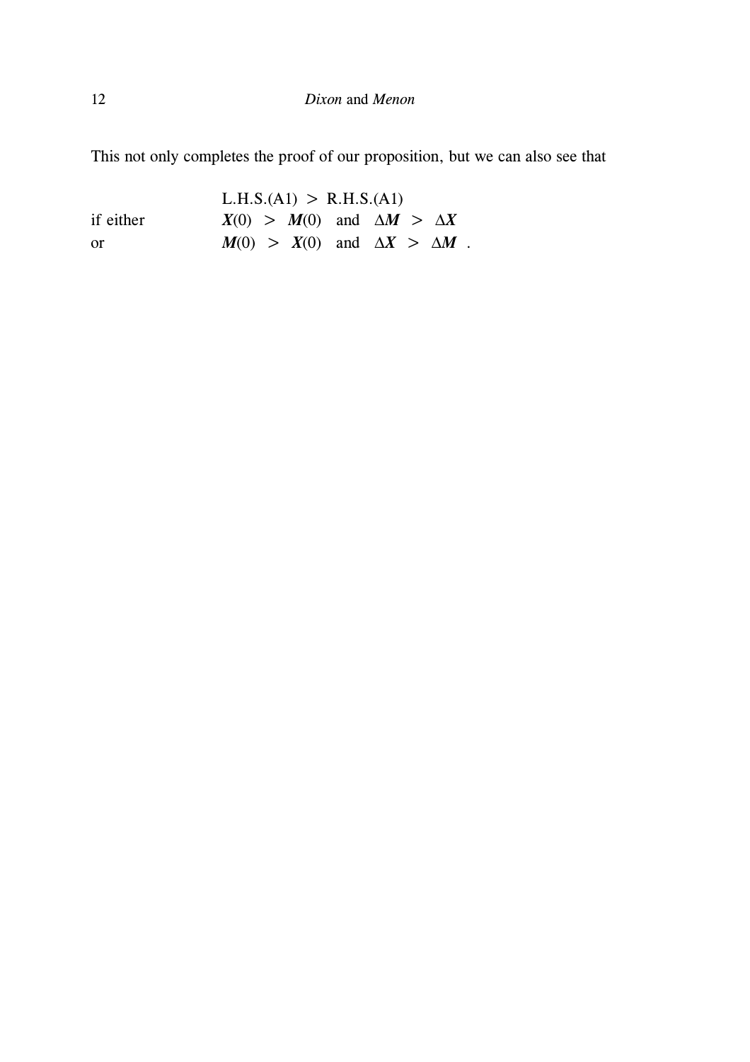This not only completes the proof of our proposition, but we can also see that

$$\text{L.H.S.(A1)} > \text{R.H.S.(A1)}$$

if either $\quad \boldsymbol{X}(0) > \boldsymbol{M}(0)$ and $\Delta\boldsymbol{M} > \Delta\boldsymbol{X}$

or $\quad \boldsymbol{M}(0) > \boldsymbol{X}(0)$ and $\Delta\boldsymbol{X} > \Delta\boldsymbol{M}$ .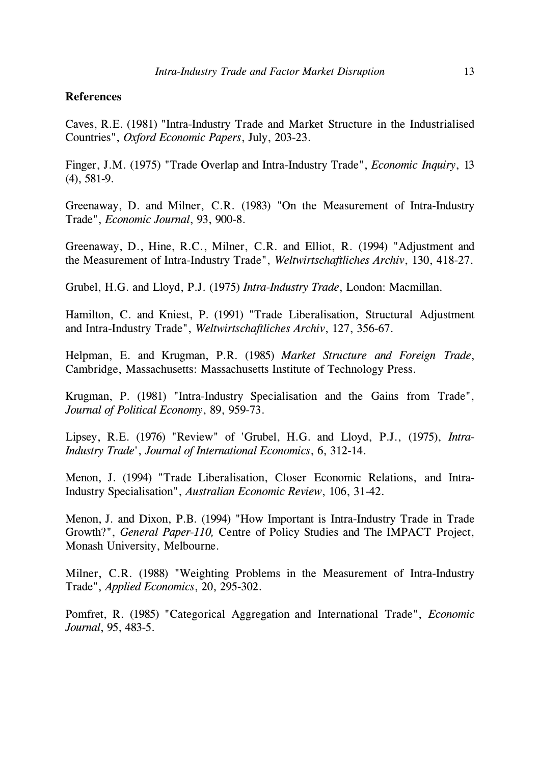## References

Caves, R.E. (1981) "Intra-Industry Trade and Market Structure in the Industrialised Countries", *Oxford Economic Papers*, July, 203-23.

Finger, J.M. (1975) "Trade Overlap and Intra-Industry Trade", *Economic Inquiry*, 13 (4), 581-9.

Greenaway, D. and Milner, C.R. (1983) "On the Measurement of Intra-Industry Trade", *Economic Journal*, 93, 900-8.

Greenaway, D., Hine, R.C., Milner, C.R. and Elliot, R. (1994) "Adjustment and the Measurement of Intra-Industry Trade", *Weltwirtschaftliches Archiv*, 130, 418-27.

Grubel, H.G. and Lloyd, P.J. (1975) *Intra-Industry Trade*, London: Macmillan.

Hamilton, C. and Kniest, P. (1991) "Trade Liberalisation, Structural Adjustment and Intra-Industry Trade", *Weltwirtschaftliches Archiv*, 127, 356-67.

Helpman, E. and Krugman, P.R. (1985) *Market Structure and Foreign Trade*, Cambridge, Massachusetts: Massachusetts Institute of Technology Press.

Krugman, P. (1981) "Intra-Industry Specialisation and the Gains from Trade", *Journal of Political Economy*, 89, 959-73.

Lipsey, R.E. (1976) "Review" of 'Grubel, H.G. and Lloyd, P.J., (1975), *Intra-Industry Trade*', *Journal of International Economics*, 6, 312-14.

Menon, J. (1994) "Trade Liberalisation, Closer Economic Relations, and Intra-Industry Specialisation", *Australian Economic Review*, 106, 31-42.

Menon, J. and Dixon, P.B. (1994) "How Important is Intra-Industry Trade in Trade Growth?", *General Paper-110,* Centre of Policy Studies and The IMPACT Project, Monash University, Melbourne.

Milner, C.R. (1988) "Weighting Problems in the Measurement of Intra-Industry Trade", *Applied Economics*, 20, 295-302.

Pomfret, R. (1985) "Categorical Aggregation and International Trade", *Economic Journal*, 95, 483-5.